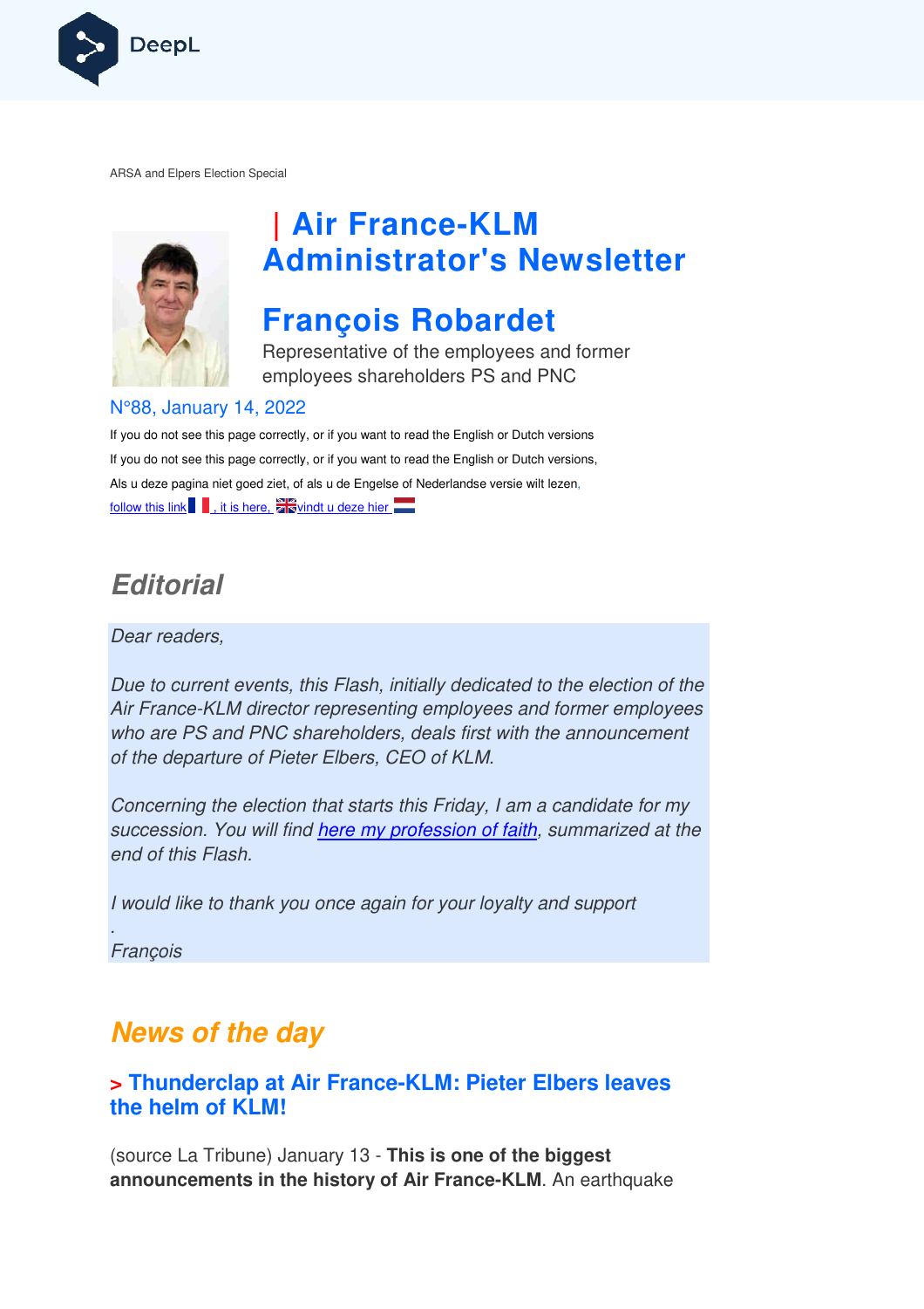ARSA and Elpers Election Special

# | Air France-KLM Administrator's Newsletter

# François Robardet

Representative of the employees and former employees shareholders PS and PNC

N°88, January 14, 2022

If you do not see this page correctly, or if you want to read the English or Dutch versions

If you do not see this page correctly, or if you want to read the English or Dutch versions,

Als u deze pagina niet goed ziet, of als u de Engelse of Nederlandse versie wilt lezen,

follow this link , it is here, vindt u deze hier

## Editorial

*Dear readers,*

*Due to current events, this Flash, initially dedicated to the election of the Air France-KLM director representing employees and former employees who are PS and PNC shareholders, deals first with the announcement of the departure of Pieter Elbers, CEO of KLM.*

*Concerning the election that starts this Friday, I am a candidate for my succession. You will find here my profession of faith, summarized at the end of this Flash.*

*I would like to thank you once again for your loyalty and support*

*.*

*François*

## News of the day

### > Thunderclap at Air France-KLM: Pieter Elbers leaves the helm of KLM!

(source La Tribune) January 13 - **This is one of the biggest announcements in the history of Air France-KLM**. An earthquake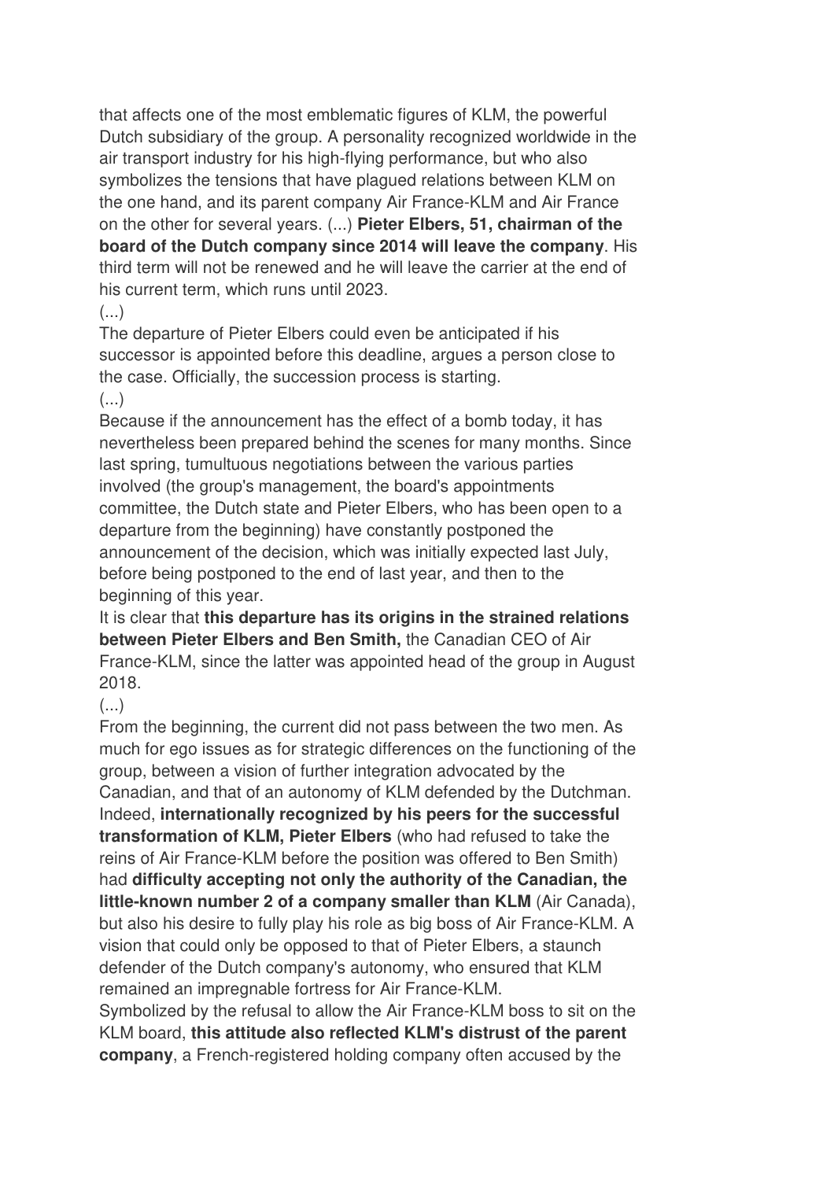that affects one of the most emblematic figures of KLM, the powerful Dutch subsidiary of the group. A personality recognized worldwide in the air transport industry for his high-flying performance, but who also symbolizes the tensions that have plagued relations between KLM on the one hand, and its parent company Air France-KLM and Air France on the other for several years. (...) **Pieter Elbers, 51, chairman of the board of the Dutch company since 2014 will leave the company**. His third term will not be renewed and he will leave the carrier at the end of his current term, which runs until 2023.

(...)

The departure of Pieter Elbers could even be anticipated if his successor is appointed before this deadline, argues a person close to the case. Officially, the succession process is starting.

(...)

Because if the announcement has the effect of a bomb today, it has nevertheless been prepared behind the scenes for many months. Since last spring, tumultuous negotiations between the various parties involved (the group's management, the board's appointments committee, the Dutch state and Pieter Elbers, who has been open to a departure from the beginning) have constantly postponed the announcement of the decision, which was initially expected last July, before being postponed to the end of last year, and then to the beginning of this year.

It is clear that **this departure has its origins in the strained relations between Pieter Elbers and Ben Smith,** the Canadian CEO of Air France-KLM, since the latter was appointed head of the group in August 2018.

(...)

From the beginning, the current did not pass between the two men. As much for ego issues as for strategic differences on the functioning of the group, between a vision of further integration advocated by the Canadian, and that of an autonomy of KLM defended by the Dutchman. Indeed, **internationally recognized by his peers for the successful transformation of KLM, Pieter Elbers** (who had refused to take the reins of Air France-KLM before the position was offered to Ben Smith) had **difficulty accepting not only the authority of the Canadian, the little-known number 2 of a company smaller than KLM** (Air Canada), but also his desire to fully play his role as big boss of Air France-KLM. A vision that could only be opposed to that of Pieter Elbers, a staunch defender of the Dutch company's autonomy, who ensured that KLM remained an impregnable fortress for Air France-KLM.

Symbolized by the refusal to allow the Air France-KLM boss to sit on the KLM board, **this attitude also reflected KLM's distrust of the parent company**, a French-registered holding company often accused by the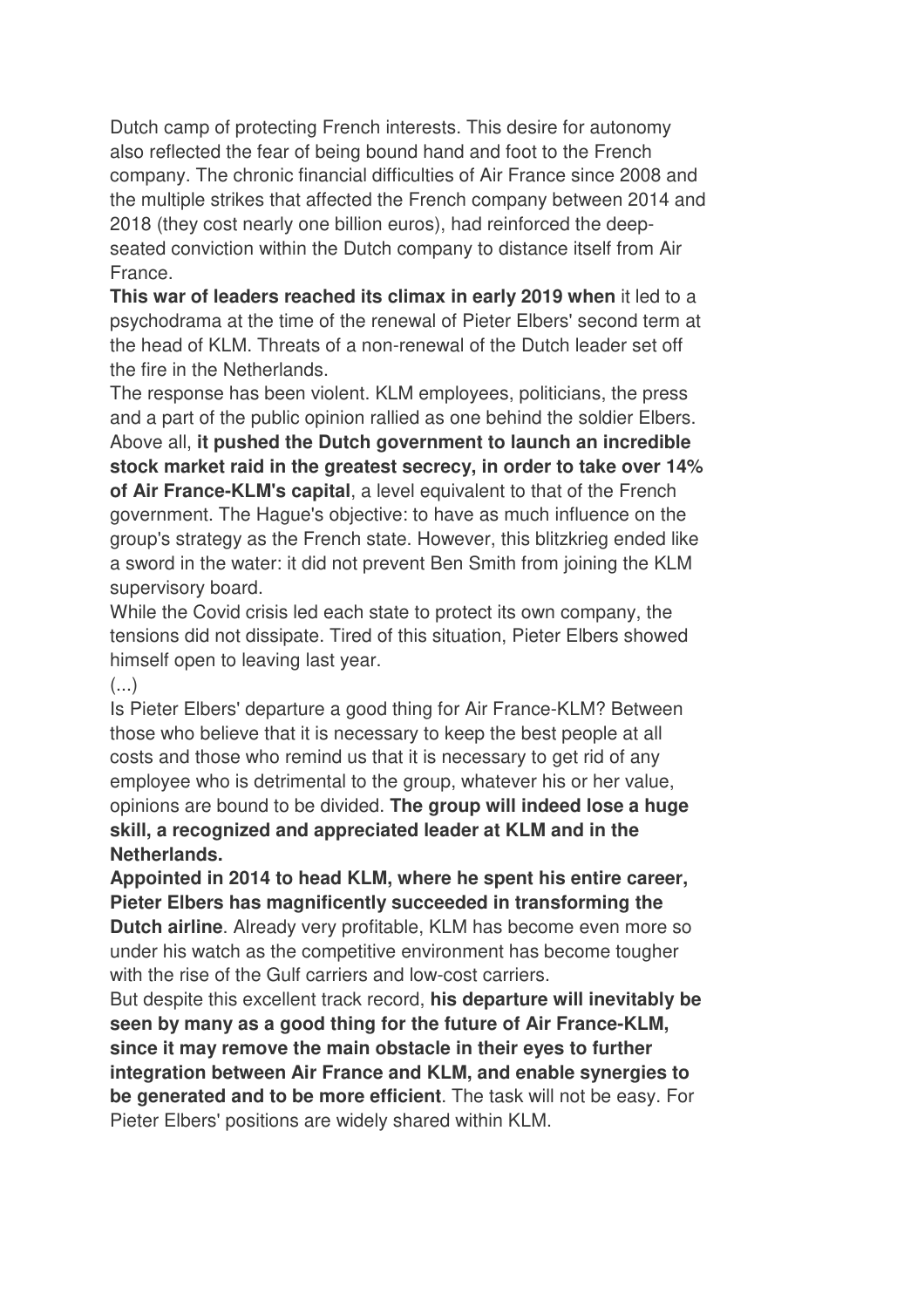Dutch camp of protecting French interests. This desire for autonomy also reflected the fear of being bound hand and foot to the French company. The chronic financial difficulties of Air France since 2008 and the multiple strikes that affected the French company between 2014 and 2018 (they cost nearly one billion euros), had reinforced the deep-seated conviction within the Dutch company to distance itself from Air France.

**This war of leaders reached its climax in early 2019 when** it led to a psychodrama at the time of the renewal of Pieter Elbers' second term at the head of KLM. Threats of a non-renewal of the Dutch leader set off the fire in the Netherlands.

The response has been violent. KLM employees, politicians, the press and a part of the public opinion rallied as one behind the soldier Elbers. Above all, **it pushed the Dutch government to launch an incredible stock market raid in the greatest secrecy, in order to take over 14% of Air France-KLM's capital**, a level equivalent to that of the French government. The Hague's objective: to have as much influence on the group's strategy as the French state. However, this blitzkrieg ended like a sword in the water: it did not prevent Ben Smith from joining the KLM supervisory board.

While the Covid crisis led each state to protect its own company, the tensions did not dissipate. Tired of this situation, Pieter Elbers showed himself open to leaving last year.

(...)

Is Pieter Elbers' departure a good thing for Air France-KLM? Between those who believe that it is necessary to keep the best people at all costs and those who remind us that it is necessary to get rid of any employee who is detrimental to the group, whatever his or her value, opinions are bound to be divided. **The group will indeed lose a huge skill, a recognized and appreciated leader at KLM and in the Netherlands.**

**Appointed in 2014 to head KLM, where he spent his entire career, Pieter Elbers has magnificently succeeded in transforming the Dutch airline**. Already very profitable, KLM has become even more so under his watch as the competitive environment has become tougher with the rise of the Gulf carriers and low-cost carriers.

But despite this excellent track record, **his departure will inevitably be seen by many as a good thing for the future of Air France-KLM, since it may remove the main obstacle in their eyes to further integration between Air France and KLM, and enable synergies to be generated and to be more efficient**. The task will not be easy. For Pieter Elbers' positions are widely shared within KLM.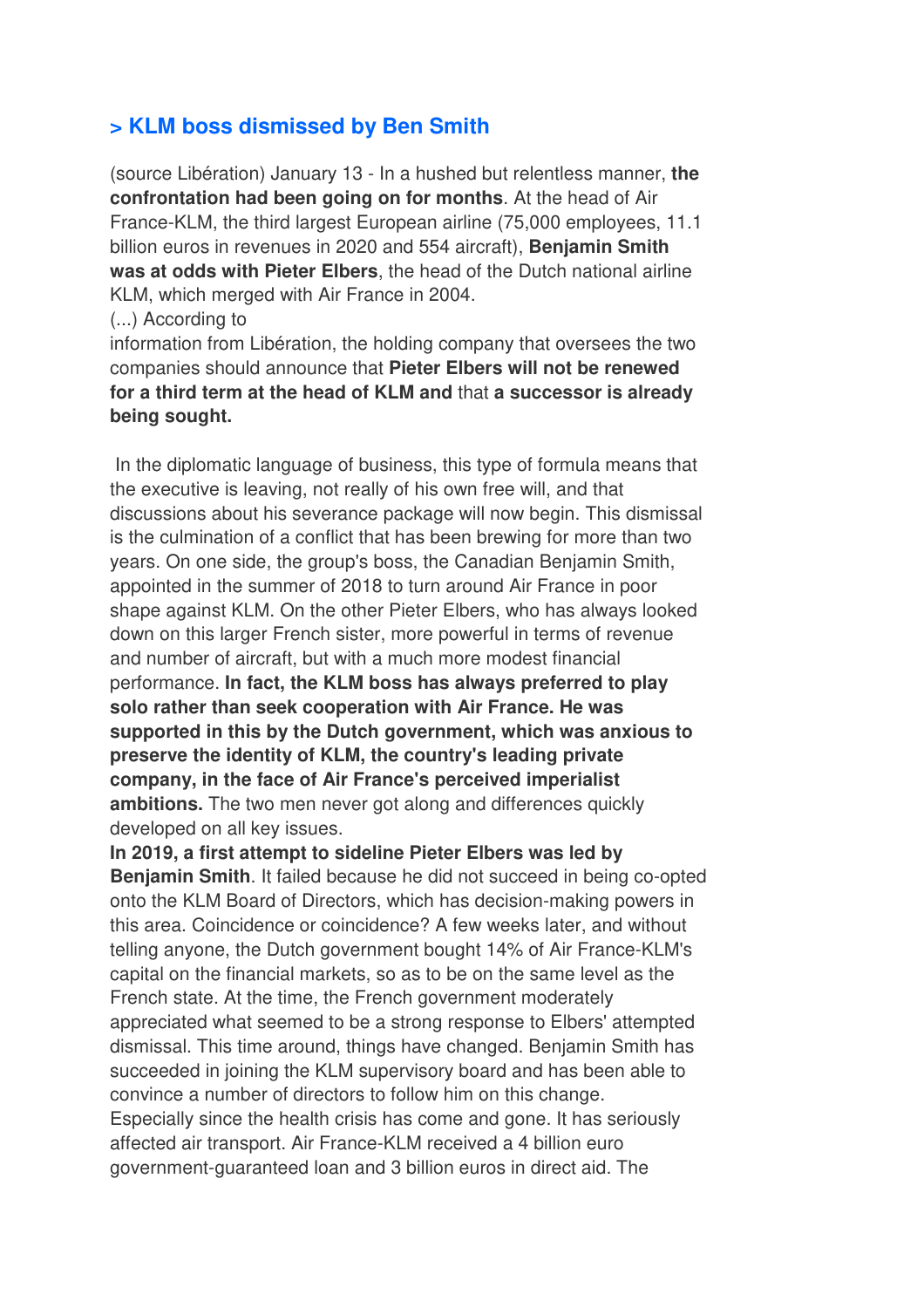## > KLM boss dismissed by Ben Smith

(source Libération) January 13 - In a hushed but relentless manner, **the confrontation had been going on for months**. At the head of Air France-KLM, the third largest European airline (75,000 employees, 11.1 billion euros in revenues in 2020 and 554 aircraft), **Benjamin Smith was at odds with Pieter Elbers**, the head of the Dutch national airline KLM, which merged with Air France in 2004.

(...) According to information from Libération, the holding company that oversees the two companies should announce that **Pieter Elbers will not be renewed for a third term at the head of KLM and** that **a successor is already being sought.**

In the diplomatic language of business, this type of formula means that the executive is leaving, not really of his own free will, and that discussions about his severance package will now begin. This dismissal is the culmination of a conflict that has been brewing for more than two years. On one side, the group's boss, the Canadian Benjamin Smith, appointed in the summer of 2018 to turn around Air France in poor shape against KLM. On the other Pieter Elbers, who has always looked down on this larger French sister, more powerful in terms of revenue and number of aircraft, but with a much more modest financial performance. **In fact, the KLM boss has always preferred to play solo rather than seek cooperation with Air France. He was supported in this by the Dutch government, which was anxious to preserve the identity of KLM, the country's leading private company, in the face of Air France's perceived imperialist ambitions.** The two men never got along and differences quickly developed on all key issues.

**In 2019, a first attempt to sideline Pieter Elbers was led by Benjamin Smith**. It failed because he did not succeed in being co-opted onto the KLM Board of Directors, which has decision-making powers in this area. Coincidence or coincidence? A few weeks later, and without telling anyone, the Dutch government bought 14% of Air France-KLM's capital on the financial markets, so as to be on the same level as the French state. At the time, the French government moderately appreciated what seemed to be a strong response to Elbers' attempted dismissal. This time around, things have changed. Benjamin Smith has succeeded in joining the KLM supervisory board and has been able to convince a number of directors to follow him on this change. Especially since the health crisis has come and gone. It has seriously affected air transport. Air France-KLM received a 4 billion euro government-guaranteed loan and 3 billion euros in direct aid. The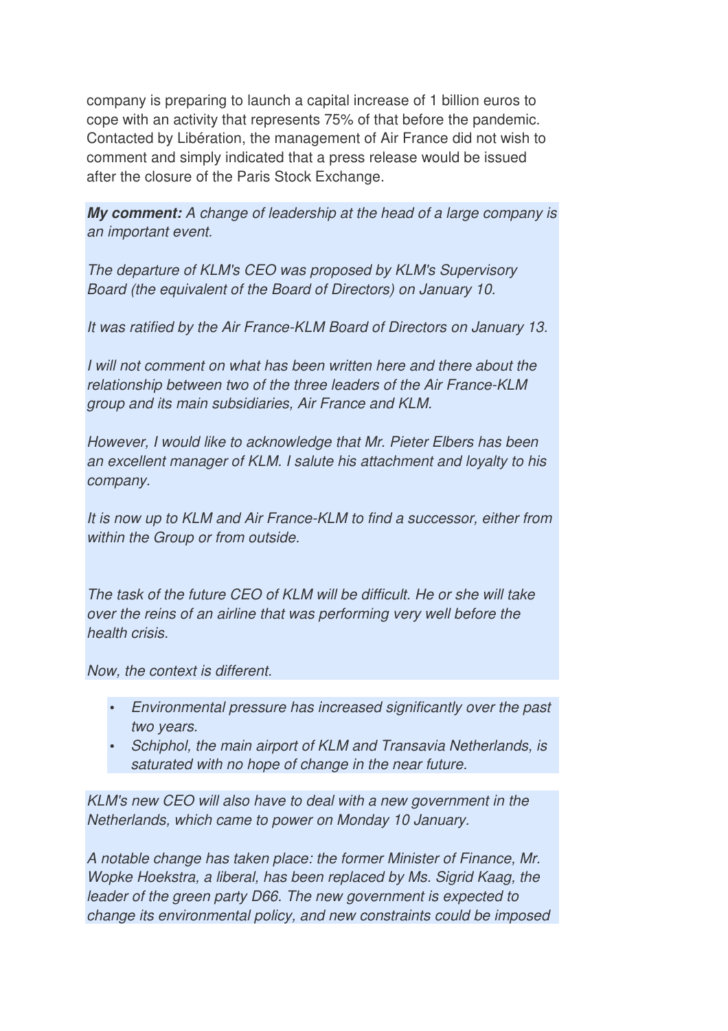company is preparing to launch a capital increase of 1 billion euros to cope with an activity that represents 75% of that before the pandemic. Contacted by Libération, the management of Air France did not wish to comment and simply indicated that a press release would be issued after the closure of the Paris Stock Exchange.

***My comment:*** *A change of leadership at the head of a large company is an important event.*

*The departure of KLM's CEO was proposed by KLM's Supervisory Board (the equivalent of the Board of Directors) on January 10.*

*It was ratified by the Air France-KLM Board of Directors on January 13.*

*I will not comment on what has been written here and there about the relationship between two of the three leaders of the Air France-KLM group and its main subsidiaries, Air France and KLM.*

*However, I would like to acknowledge that Mr. Pieter Elbers has been an excellent manager of KLM. I salute his attachment and loyalty to his company.*

*It is now up to KLM and Air France-KLM to find a successor, either from within the Group or from outside.*

*The task of the future CEO of KLM will be difficult. He or she will take over the reins of an airline that was performing very well before the health crisis.*

*Now, the context is different.*

- *Environmental pressure has increased significantly over the past two years.*
- *Schiphol, the main airport of KLM and Transavia Netherlands, is saturated with no hope of change in the near future.*

*KLM's new CEO will also have to deal with a new government in the Netherlands, which came to power on Monday 10 January.*

*A notable change has taken place: the former Minister of Finance, Mr. Wopke Hoekstra, a liberal, has been replaced by Ms. Sigrid Kaag, the leader of the green party D66. The new government is expected to change its environmental policy, and new constraints could be imposed*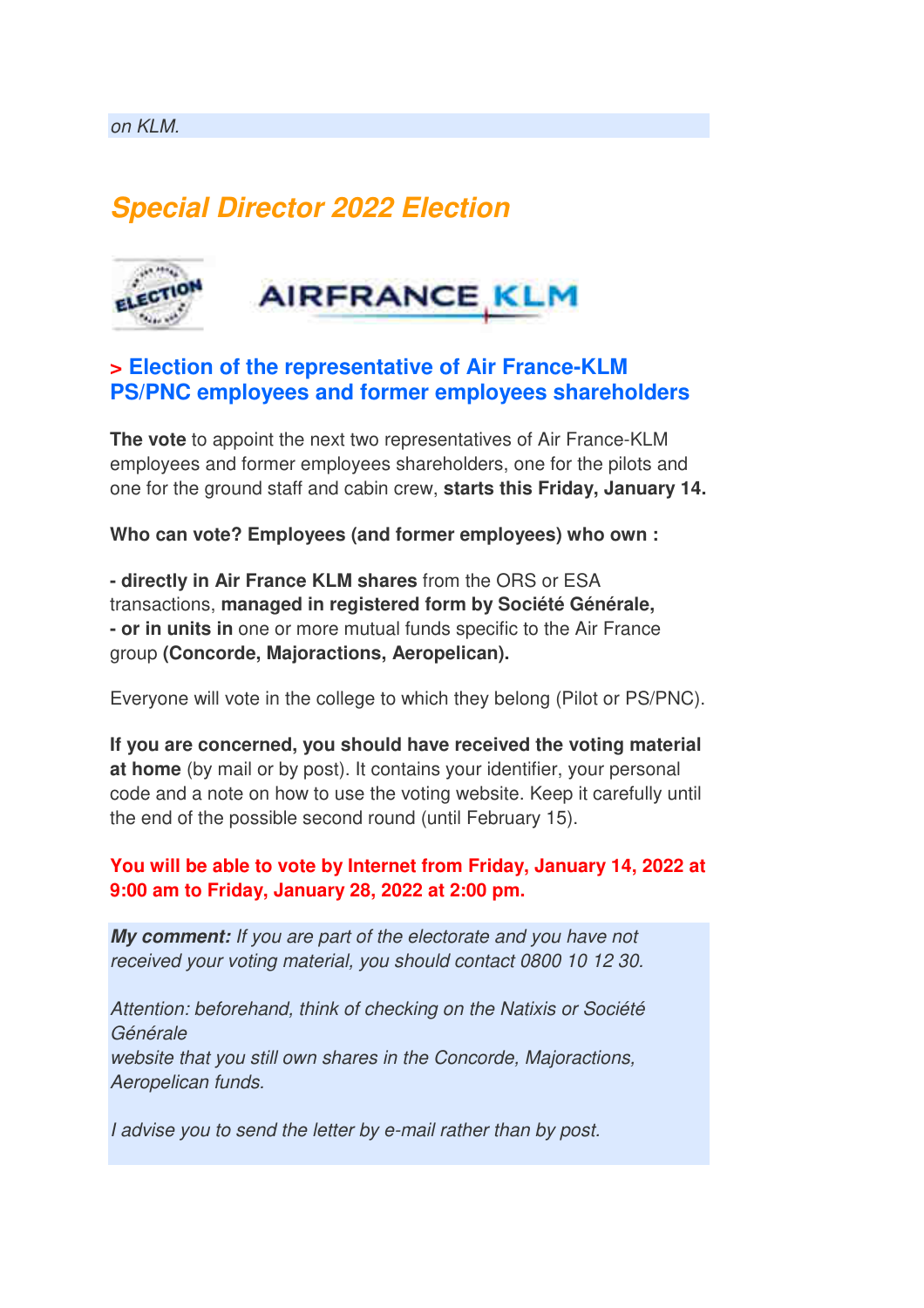*on KLM.*

## *Special Director 2022 Election*

### > Election of the representative of Air France-KLM PS/PNC employees and former employees shareholders

**The vote** to appoint the next two representatives of Air France-KLM employees and former employees shareholders, one for the pilots and one for the ground staff and cabin crew, **starts this Friday, January 14.**

**Who can vote? Employees (and former employees) who own :**

**- directly in Air France KLM shares** from the ORS or ESA transactions, **managed in registered form by Société Générale,**
**- or in units in** one or more mutual funds specific to the Air France group **(Concorde, Majoractions, Aeropelican).**

Everyone will vote in the college to which they belong (Pilot or PS/PNC).

**If you are concerned, you should have received the voting material at home** (by mail or by post). It contains your identifier, your personal code and a note on how to use the voting website. Keep it carefully until the end of the possible second round (until February 15).

**You will be able to vote by Internet from Friday, January 14, 2022 at 9:00 am to Friday, January 28, 2022 at 2:00 pm.**

***My comment:*** *If you are part of the electorate and you have not received your voting material, you should contact 0800 10 12 30.*

*Attention: beforehand, think of checking on the Natixis or Société Générale website that you still own shares in the Concorde, Majoractions, Aeropelican funds.*

*I advise you to send the letter by e-mail rather than by post.*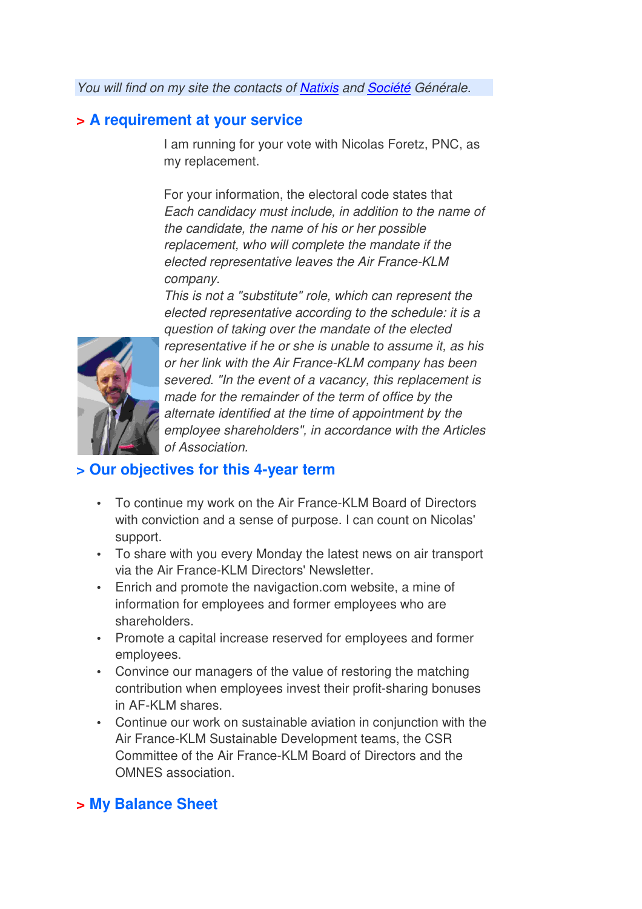*You will find on my site the contacts of [Natixis] and [Société] Générale.*

## > A requirement at your service

I am running for your vote with Nicolas Foretz, PNC, as my replacement.

For your information, the electoral code states that *Each candidacy must include, in addition to the name of the candidate, the name of his or her possible replacement, who will complete the mandate if the elected representative leaves the Air France-KLM company.*
*This is not a "substitute" role, which can represent the elected representative according to the schedule: it is a question of taking over the mandate of the elected representative if he or she is unable to assume it, as his or her link with the Air France-KLM company has been severed. "In the event of a vacancy, this replacement is made for the remainder of the term of office by the alternate identified at the time of appointment by the employee shareholders", in accordance with the Articles of Association.*

## > Our objectives for this 4-year term

- To continue my work on the Air France-KLM Board of Directors with conviction and a sense of purpose. I can count on Nicolas' support.
- To share with you every Monday the latest news on air transport via the Air France-KLM Directors' Newsletter.
- Enrich and promote the navigaction.com website, a mine of information for employees and former employees who are shareholders.
- Promote a capital increase reserved for employees and former employees.
- Convince our managers of the value of restoring the matching contribution when employees invest their profit-sharing bonuses in AF-KLM shares.
- Continue our work on sustainable aviation in conjunction with the Air France-KLM Sustainable Development teams, the CSR Committee of the Air France-KLM Board of Directors and the OMNES association.

## > My Balance Sheet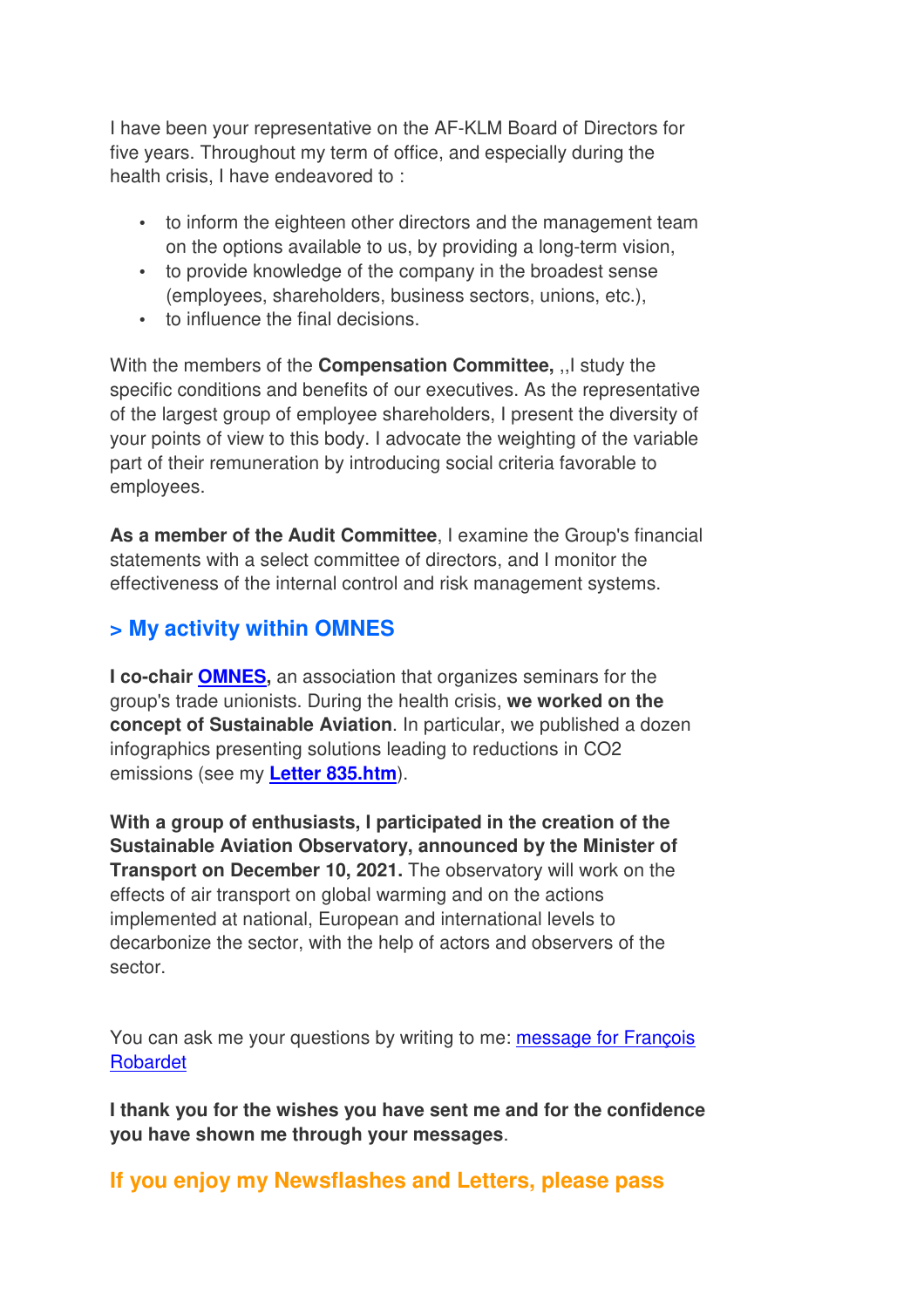I have been your representative on the AF-KLM Board of Directors for five years. Throughout my term of office, and especially during the health crisis, I have endeavored to :

- to inform the eighteen other directors and the management team on the options available to us, by providing a long-term vision,
- to provide knowledge of the company in the broadest sense (employees, shareholders, business sectors, unions, etc.),
- to influence the final decisions.

With the members of the **Compensation Committee,** ,,I study the specific conditions and benefits of our executives. As the representative of the largest group of employee shareholders, I present the diversity of your points of view to this body. I advocate the weighting of the variable part of their remuneration by introducing social criteria favorable to employees.

**As a member of the Audit Committee**, I examine the Group's financial statements with a select committee of directors, and I monitor the effectiveness of the internal control and risk management systems.

## > My activity within OMNES

**I co-chair OMNES,** an association that organizes seminars for the group's trade unionists. During the health crisis, **we worked on the concept of Sustainable Aviation**. In particular, we published a dozen infographics presenting solutions leading to reductions in $CO_2$ emissions (see my **Letter 835.htm**).

**With a group of enthusiasts, I participated in the creation of the Sustainable Aviation Observatory, announced by the Minister of Transport on December 10, 2021.** The observatory will work on the effects of air transport on global warming and on the actions implemented at national, European and international levels to decarbonize the sector, with the help of actors and observers of the sector.

You can ask me your questions by writing to me: message for François Robardet

**I thank you for the wishes you have sent me and for the confidence you have shown me through your messages**.

## If you enjoy my Newsflashes and Letters, please pass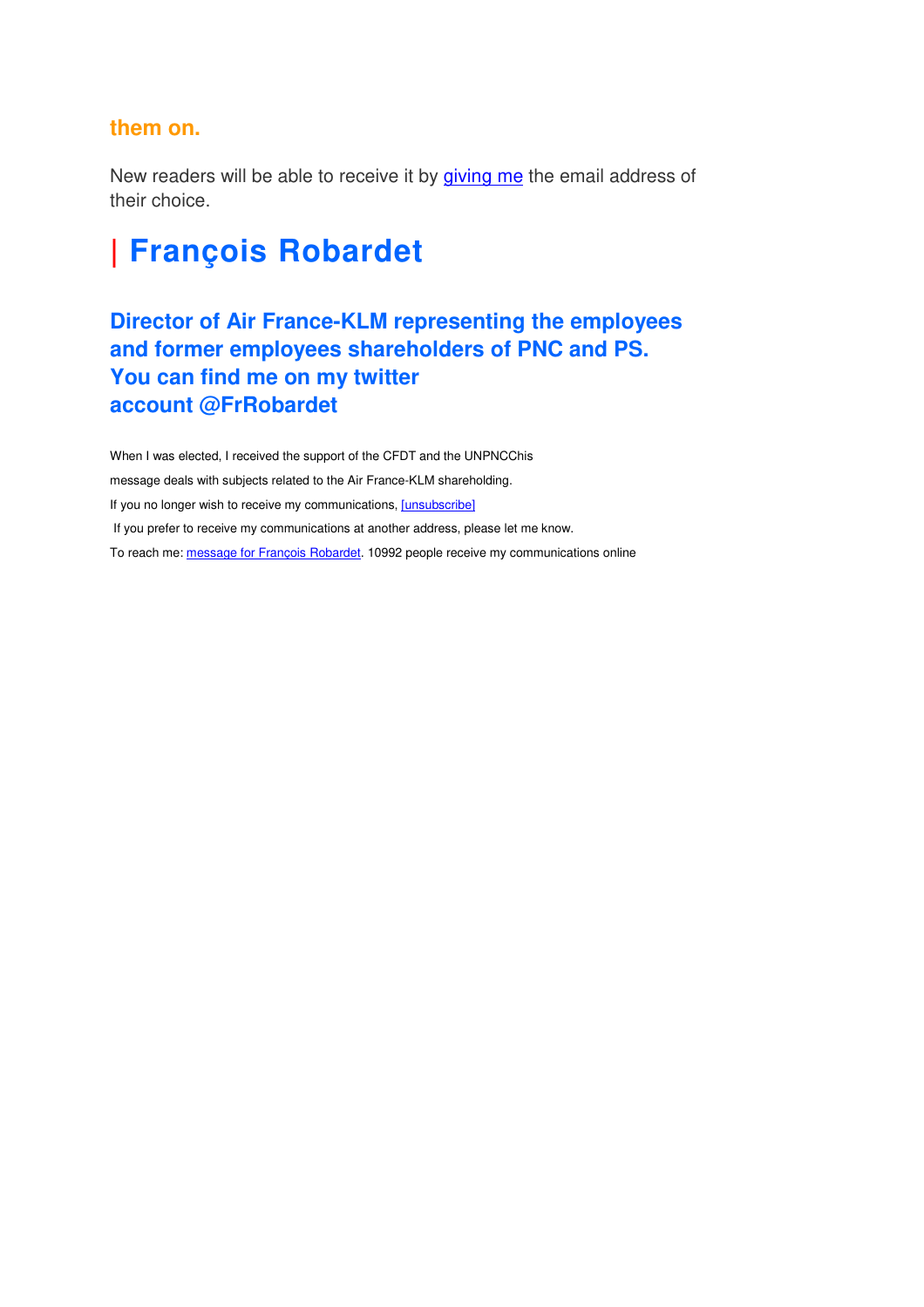**them on.**

New readers will be able to receive it by giving me the email address of their choice.

# | François Robardet

### Director of Air France-KLM representing the employees and former employees shareholders of PNC and PS. You can find me on my twitter account @FrRobardet

When I was elected, I received the support of the CFDT and the UNPNCChis message deals with subjects related to the Air France-KLM shareholding.

If you no longer wish to receive my communications, [unsubscribe]

If you prefer to receive my communications at another address, please let me know.

To reach me: message for François Robardet. 10992 people receive my communications online